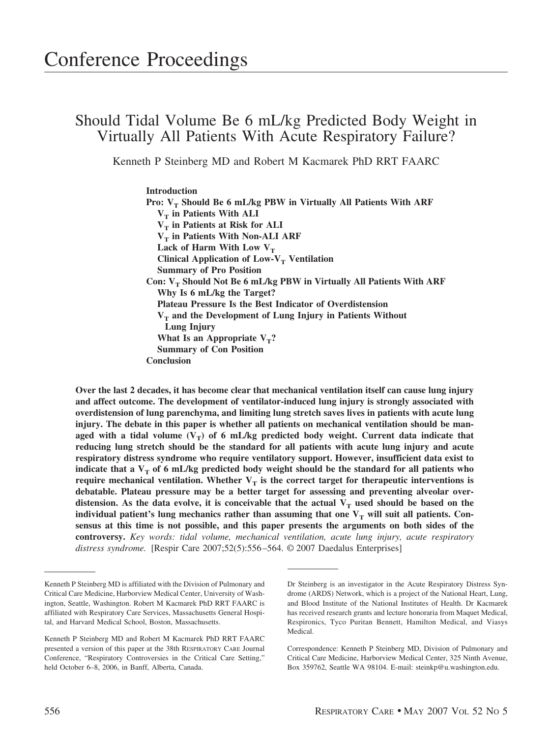# Conference Proceedings

## Should Tidal Volume Be 6 mL/kg Predicted Body Weight in Virtually All Patients With Acute Respiratory Failure?

Kenneth P Steinberg MD and Robert M Kacmarek PhD RRT FAARC

**Introduction**
**Pro: $V_T$ Should Be 6 mL/kg PBW in Virtually All Patients With ARF**
- **$V_T$ in Patients With ALI**
- **$V_T$ in Patients at Risk for ALI**
- **$V_T$ in Patients With Non-ALI ARF**
- **Lack of Harm With Low $V_T$**
- **Clinical Application of Low-$V_T$ Ventilation**
- **Summary of Pro Position**

**Con: $V_T$ Should Not Be 6 mL/kg PBW in Virtually All Patients With ARF**
- **Why Is 6 mL/kg the Target?**
- **Plateau Pressure Is the Best Indicator of Overdistension**
- **$V_T$ and the Development of Lung Injury in Patients Without Lung Injury**
- **What Is an Appropriate $V_T$?**
- **Summary of Con Position**

**Conclusion**

**Over the last 2 decades, it has become clear that mechanical ventilation itself can cause lung injury and affect outcome. The development of ventilator-induced lung injury is strongly associated with overdistension of lung parenchyma, and limiting lung stretch saves lives in patients with acute lung injury. The debate in this paper is whether all patients on mechanical ventilation should be managed with a tidal volume ($V_T$) of 6 mL/kg predicted body weight. Current data indicate that reducing lung stretch should be the standard for all patients with acute lung injury and acute respiratory distress syndrome who require ventilatory support. However, insufficient data exist to indicate that a $V_T$ of 6 mL/kg predicted body weight should be the standard for all patients who require mechanical ventilation. Whether $V_T$ is the correct target for therapeutic interventions is debatable. Plateau pressure may be a better target for assessing and preventing alveolar overdistension. As the data evolve, it is conceivable that the actual $V_T$ used should be based on the individual patient's lung mechanics rather than assuming that one $V_T$ will suit all patients. Consensus at this time is not possible, and this paper presents the arguments on both sides of the controversy.** *Key words: tidal volume, mechanical ventilation, acute lung injury, acute respiratory distress syndrome.* [Respir Care 2007;52(5):556–564. © 2007 Daedalus Enterprises]

---

Kenneth P Steinberg MD is affiliated with the Division of Pulmonary and Critical Care Medicine, Harborview Medical Center, University of Washington, Seattle, Washington. Robert M Kacmarek PhD RRT FAARC is affiliated with Respiratory Care Services, Massachusetts General Hospital, and Harvard Medical School, Boston, Massachusetts.

Kenneth P Steinberg MD and Robert M Kacmarek PhD RRT FAARC presented a version of this paper at the 38th RESPIRATORY CARE Journal Conference, "Respiratory Controversies in the Critical Care Setting," held October 6–8, 2006, in Banff, Alberta, Canada.

Dr Steinberg is an investigator in the Acute Respiratory Distress Syndrome (ARDS) Network, which is a project of the National Heart, Lung, and Blood Institute of the National Institutes of Health. Dr Kacmarek has received research grants and lecture honoraria from Maquet Medical, Respironics, Tyco Puritan Bennett, Hamilton Medical, and Viasys Medical.

Correspondence: Kenneth P Steinberg MD, Division of Pulmonary and Critical Care Medicine, Harborview Medical Center, 325 Ninth Avenue, Box 359762, Seattle WA 98104. E-mail: steinkp@u.washington.edu.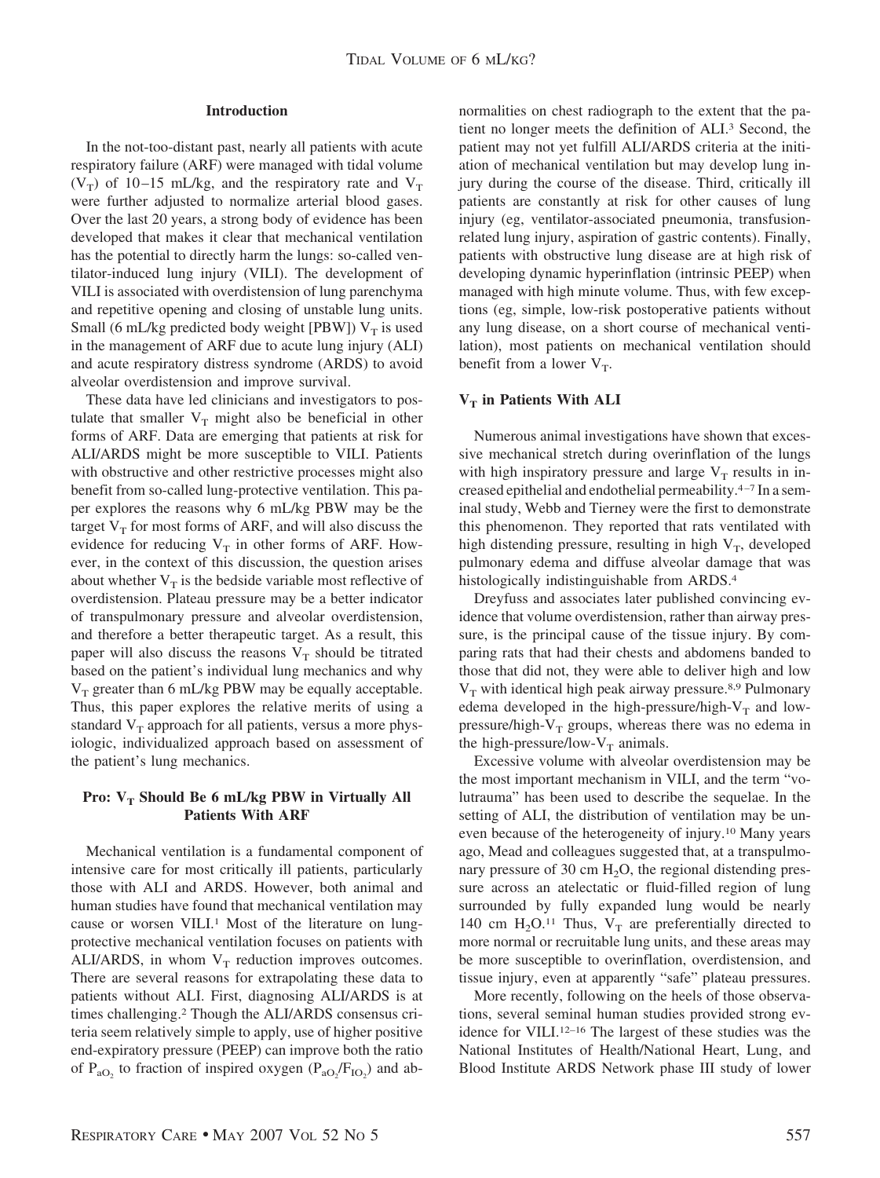## Introduction

In the not-too-distant past, nearly all patients with acute respiratory failure (ARF) were managed with tidal volume ($V_T$) of 10–15 mL/kg, and the respiratory rate and $V_T$ were further adjusted to normalize arterial blood gases. Over the last 20 years, a strong body of evidence has been developed that makes it clear that mechanical ventilation has the potential to directly harm the lungs: so-called ventilator-induced lung injury (VILI). The development of VILI is associated with overdistension of lung parenchyma and repetitive opening and closing of unstable lung units. Small (6 mL/kg predicted body weight [PBW]) $V_T$ is used in the management of ARF due to acute lung injury (ALI) and acute respiratory distress syndrome (ARDS) to avoid alveolar overdistension and improve survival.

These data have led clinicians and investigators to postulate that smaller $V_T$ might also be beneficial in other forms of ARF. Data are emerging that patients at risk for ALI/ARDS might be more susceptible to VILI. Patients with obstructive and other restrictive processes might also benefit from so-called lung-protective ventilation. This paper explores the reasons why 6 mL/kg PBW may be the target $V_T$ for most forms of ARF, and will also discuss the evidence for reducing $V_T$ in other forms of ARF. However, in the context of this discussion, the question arises about whether $V_T$ is the bedside variable most reflective of overdistension. Plateau pressure may be a better indicator of transpulmonary pressure and alveolar overdistension, and therefore a better therapeutic target. As a result, this paper will also discuss the reasons $V_T$ should be titrated based on the patient's individual lung mechanics and why $V_T$ greater than 6 mL/kg PBW may be equally acceptable. Thus, this paper explores the relative merits of using a standard $V_T$ approach for all patients, versus a more physiologic, individualized approach based on assessment of the patient's lung mechanics.

## Pro: $V_T$ Should Be 6 mL/kg PBW in Virtually All Patients With ARF

Mechanical ventilation is a fundamental component of intensive care for most critically ill patients, particularly those with ALI and ARDS. However, both animal and human studies have found that mechanical ventilation may cause or worsen VILI.[1] Most of the literature on lung-protective mechanical ventilation focuses on patients with ALI/ARDS, in whom $V_T$ reduction improves outcomes. There are several reasons for extrapolating these data to patients without ALI. First, diagnosing ALI/ARDS is at times challenging.[2] Though the ALI/ARDS consensus criteria seem relatively simple to apply, use of higher positive end-expiratory pressure (PEEP) can improve both the ratio of $P_{aO_2}$ to fraction of inspired oxygen ($P_{aO_2}/F_{IO_2}$) and abnormalities on chest radiograph to the extent that the patient no longer meets the definition of ALI.[3] Second, the patient may not yet fulfill ALI/ARDS criteria at the initiation of mechanical ventilation but may develop lung injury during the course of the disease. Third, critically ill patients are constantly at risk for other causes of lung injury (eg, ventilator-associated pneumonia, transfusion-related lung injury, aspiration of gastric contents). Finally, patients with obstructive lung disease are at high risk of developing dynamic hyperinflation (intrinsic PEEP) when managed with high minute volume. Thus, with few exceptions (eg, simple, low-risk postoperative patients without any lung disease, on a short course of mechanical ventilation), most patients on mechanical ventilation should benefit from a lower $V_T$.

### $V_T$ in Patients With ALI

Numerous animal investigations have shown that excessive mechanical stretch during overinflation of the lungs with high inspiratory pressure and large $V_T$ results in increased epithelial and endothelial permeability.[4–7] In a seminal study, Webb and Tierney were the first to demonstrate this phenomenon. They reported that rats ventilated with high distending pressure, resulting in high $V_T$, developed pulmonary edema and diffuse alveolar damage that was histologically indistinguishable from ARDS.[4]

Dreyfuss and associates later published convincing evidence that volume overdistension, rather than airway pressure, is the principal cause of the tissue injury. By comparing rats that had their chests and abdomens banded to those that did not, they were able to deliver high and low $V_T$ with identical high peak airway pressure.[8,9] Pulmonary edema developed in the high-pressure/high-$V_T$ and low-pressure/high-$V_T$ groups, whereas there was no edema in the high-pressure/low-$V_T$ animals.

Excessive volume with alveolar overdistension may be the most important mechanism in VILI, and the term "volutrauma" has been used to describe the sequelae. In the setting of ALI, the distribution of ventilation may be uneven because of the heterogeneity of injury.[10] Many years ago, Mead and colleagues suggested that, at a transpulmonary pressure of 30 cm $H_2O$, the regional distending pressure across an atelectatic or fluid-filled region of lung surrounded by fully expanded lung would be nearly 140 cm $H_2O$.[11] Thus, $V_T$ are preferentially directed to more normal or recruitable lung units, and these areas may be more susceptible to overinflation, overdistension, and tissue injury, even at apparently "safe" plateau pressures.

More recently, following on the heels of those observations, several seminal human studies provided strong evidence for VILI.[12–16] The largest of these studies was the National Institutes of Health/National Heart, Lung, and Blood Institute ARDS Network phase III study of lower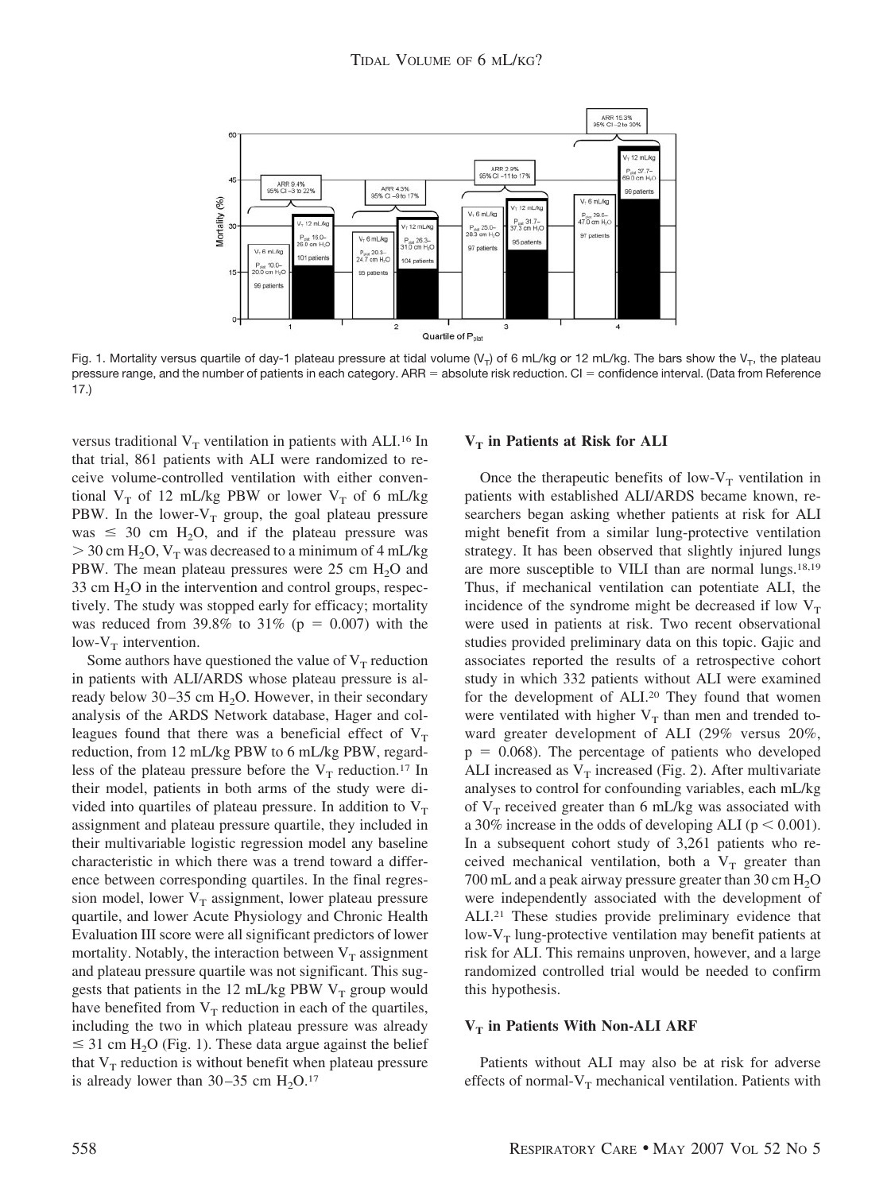Fig. 1. Mortality versus quartile of day-1 plateau pressure at tidal volume ($V_T$) of 6 mL/kg or 12 mL/kg. The bars show the $V_T$, the plateau pressure range, and the number of patients in each category. ARR = absolute risk reduction. CI = confidence interval. (Data from Reference 17.)

versus traditional $V_T$ ventilation in patients with ALI.[16] In that trial, 861 patients with ALI were randomized to receive volume-controlled ventilation with either conventional $V_T$ of 12 mL/kg PBW or lower $V_T$ of 6 mL/kg PBW. In the lower-$V_T$ group, the goal plateau pressure was $\leq$ 30 cm $H_2O$, and if the plateau pressure was $>$ 30 cm $H_2O$, $V_T$ was decreased to a minimum of 4 mL/kg PBW. The mean plateau pressures were 25 cm $H_2O$ and 33 cm $H_2O$ in the intervention and control groups, respectively. The study was stopped early for efficacy; mortality was reduced from 39.8% to 31% ($p = 0.007$) with the low-$V_T$ intervention.

Some authors have questioned the value of $V_T$ reduction in patients with ALI/ARDS whose plateau pressure is already below 30–35 cm $H_2O$. However, in their secondary analysis of the ARDS Network database, Hager and colleagues found that there was a beneficial effect of $V_T$ reduction, from 12 mL/kg PBW to 6 mL/kg PBW, regardless of the plateau pressure before the $V_T$ reduction.[17] In their model, patients in both arms of the study were divided into quartiles of plateau pressure. In addition to $V_T$ assignment and plateau pressure quartile, they included in their multivariable logistic regression model any baseline characteristic in which there was a trend toward a difference between corresponding quartiles. In the final regression model, lower $V_T$ assignment, lower plateau pressure quartile, and lower Acute Physiology and Chronic Health Evaluation III score were all significant predictors of lower mortality. Notably, the interaction between $V_T$ assignment and plateau pressure quartile was not significant. This suggests that patients in the 12 mL/kg PBW $V_T$ group would have benefited from $V_T$ reduction in each of the quartiles, including the two in which plateau pressure was already $\leq$ 31 cm $H_2O$ (Fig. 1). These data argue against the belief that $V_T$ reduction is without benefit when plateau pressure is already lower than 30–35 cm $H_2O$.[17]

### $V_T$ in Patients at Risk for ALI

Once the therapeutic benefits of low-$V_T$ ventilation in patients with established ALI/ARDS became known, researchers began asking whether patients at risk for ALI might benefit from a similar lung-protective ventilation strategy. It has been observed that slightly injured lungs are more susceptible to VILI than are normal lungs.[18,19] Thus, if mechanical ventilation can potentiate ALI, the incidence of the syndrome might be decreased if low $V_T$ were used in patients at risk. Two recent observational studies provided preliminary data on this topic. Gajic and associates reported the results of a retrospective cohort study in which 332 patients without ALI were examined for the development of ALI.[20] They found that women were ventilated with higher $V_T$ than men and trended toward greater development of ALI (29% versus 20%, $p = 0.068$). The percentage of patients who developed ALI increased as $V_T$ increased (Fig. 2). After multivariate analyses to control for confounding variables, each mL/kg of $V_T$ received greater than 6 mL/kg was associated with a 30% increase in the odds of developing ALI ($p < 0.001$). In a subsequent cohort study of 3,261 patients who received mechanical ventilation, both a $V_T$ greater than 700 mL and a peak airway pressure greater than 30 cm $H_2O$ were independently associated with the development of ALI.[21] These studies provide preliminary evidence that low-$V_T$ lung-protective ventilation may benefit patients at risk for ALI. This remains unproven, however, and a large randomized controlled trial would be needed to confirm this hypothesis.

### $V_T$ in Patients With Non-ALI ARF

Patients without ALI may also be at risk for adverse effects of normal-$V_T$ mechanical ventilation. Patients with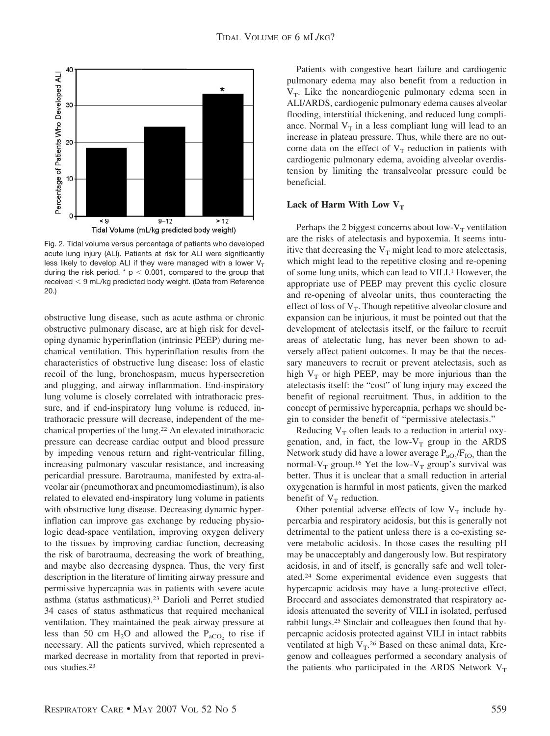Fig. 2. Tidal volume versus percentage of patients who developed acute lung injury (ALI). Patients at risk for ALI were significantly less likely to develop ALI if they were managed with a lower $V_T$ during the risk period. * $p < 0.001$, compared to the group that received < 9 mL/kg predicted body weight. (Data from Reference 20.)

obstructive lung disease, such as acute asthma or chronic obstructive pulmonary disease, are at high risk for developing dynamic hyperinflation (intrinsic PEEP) during mechanical ventilation. This hyperinflation results from the characteristics of obstructive lung disease: loss of elastic recoil of the lung, bronchospasm, mucus hypersecretion and plugging, and airway inflammation. End-inspiratory lung volume is closely correlated with intrathoracic pressure, and if end-inspiratory lung volume is reduced, intrathoracic pressure will decrease, independent of the mechanical properties of the lung.[22] An elevated intrathoracic pressure can decrease cardiac output and blood pressure by impeding venous return and right-ventricular filling, increasing pulmonary vascular resistance, and increasing pericardial pressure. Barotrauma, manifested by extra-alveolar air (pneumothorax and pneumomediastinum), is also related to elevated end-inspiratory lung volume in patients with obstructive lung disease. Decreasing dynamic hyperinflation can improve gas exchange by reducing physiologic dead-space ventilation, improving oxygen delivery to the tissues by improving cardiac function, decreasing the risk of barotrauma, decreasing the work of breathing, and maybe also decreasing dyspnea. Thus, the very first description in the literature of limiting airway pressure and permissive hypercapnia was in patients with severe acute asthma (status asthmaticus).[23] Darioli and Perret studied 34 cases of status asthmaticus that required mechanical ventilation. They maintained the peak airway pressure at less than 50 cm $H_2O$ and allowed the $P_{aCO_2}$ to rise if necessary. All the patients survived, which represented a marked decrease in mortality from that reported in previous studies.[23]

Patients with congestive heart failure and cardiogenic pulmonary edema may also benefit from a reduction in $V_T$. Like the noncardiogenic pulmonary edema seen in ALI/ARDS, cardiogenic pulmonary edema causes alveolar flooding, interstitial thickening, and reduced lung compliance. Normal $V_T$ in a less compliant lung will lead to an increase in plateau pressure. Thus, while there are no outcome data on the effect of $V_T$ reduction in patients with cardiogenic pulmonary edema, avoiding alveolar overdistension by limiting the transalveolar pressure could be beneficial.

### Lack of Harm With Low $V_T$

Perhaps the 2 biggest concerns about low-$V_T$ ventilation are the risks of atelectasis and hypoxemia. It seems intuitive that decreasing the $V_T$ might lead to more atelectasis, which might lead to the repetitive closing and re-opening of some lung units, which can lead to VILI.[1] However, the appropriate use of PEEP may prevent this cyclic closure and re-opening of alveolar units, thus counteracting the effect of loss of $V_T$. Though repetitive alveolar closure and expansion can be injurious, it must be pointed out that the development of atelectasis itself, or the failure to recruit areas of atelectatic lung, has never been shown to adversely affect patient outcomes. It may be that the necessary maneuvers to recruit or prevent atelectasis, such as high $V_T$ or high PEEP, may be more injurious than the atelectasis itself: the "cost" of lung injury may exceed the benefit of regional recruitment. Thus, in addition to the concept of permissive hypercapnia, perhaps we should begin to consider the benefit of "permissive atelectasis."

Reducing $V_T$ often leads to a reduction in arterial oxygenation, and, in fact, the low-$V_T$ group in the ARDS Network study did have a lower average $P_{aO_2}/F_{IO_2}$ than the normal-$V_T$ group.[16] Yet the low-$V_T$ group's survival was better. Thus it is unclear that a small reduction in arterial oxygenation is harmful in most patients, given the marked benefit of $V_T$ reduction.

Other potential adverse effects of low $V_T$ include hypercarbia and respiratory acidosis, but this is generally not detrimental to the patient unless there is a co-existing severe metabolic acidosis. In those cases the resulting pH may be unacceptably and dangerously low. But respiratory acidosis, in and of itself, is generally safe and well tolerated.[24] Some experimental evidence even suggests that hypercapnic acidosis may have a lung-protective effect. Broccard and associates demonstrated that respiratory acidosis attenuated the severity of VILI in isolated, perfused rabbit lungs.[25] Sinclair and colleagues then found that hypercapnic acidosis protected against VILI in intact rabbits ventilated at high $V_T$.[26] Based on these animal data, Kregenow and colleagues performed a secondary analysis of the patients who participated in the ARDS Network $V_T$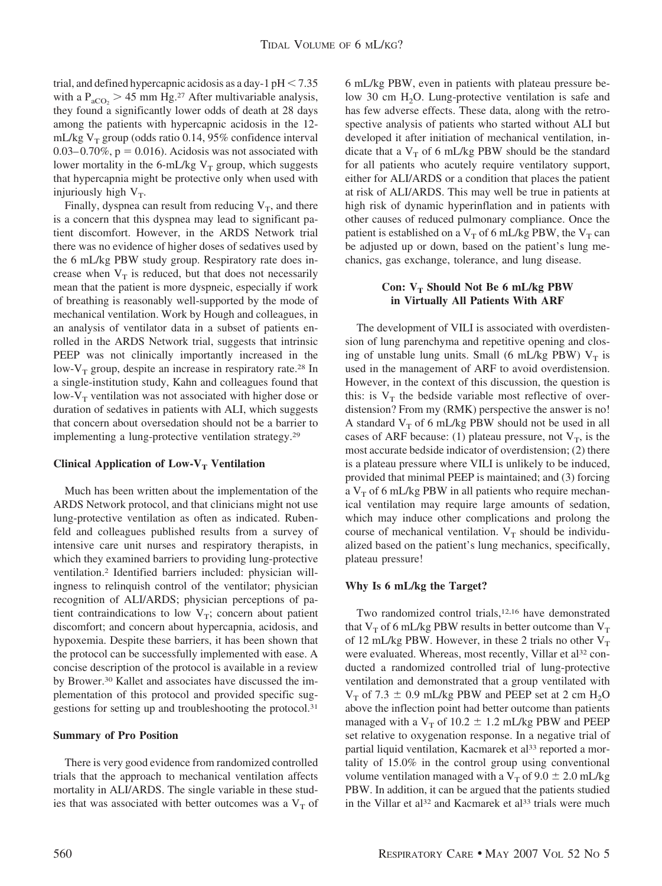trial, and defined hypercapnic acidosis as a day-1 pH < 7.35 with a $P_{aCO_2}$ > 45 mm Hg.[27] After multivariable analysis, they found a significantly lower odds of death at 28 days among the patients with hypercapnic acidosis in the 12-mL/kg $V_T$ group (odds ratio 0.14, 95% confidence interval 0.03–0.70%, p = 0.016). Acidosis was not associated with lower mortality in the 6-mL/kg $V_T$ group, which suggests that hypercapnia might be protective only when used with injuriously high $V_T$.

Finally, dyspnea can result from reducing $V_T$, and there is a concern that this dyspnea may lead to significant patient discomfort. However, in the ARDS Network trial there was no evidence of higher doses of sedatives used by the 6 mL/kg PBW study group. Respiratory rate does increase when $V_T$ is reduced, but that does not necessarily mean that the patient is more dyspneic, especially if work of breathing is reasonably well-supported by the mode of mechanical ventilation. Work by Hough and colleagues, in an analysis of ventilator data in a subset of patients enrolled in the ARDS Network trial, suggests that intrinsic PEEP was not clinically importantly increased in the low-$V_T$ group, despite an increase in respiratory rate.[28] In a single-institution study, Kahn and colleagues found that low-$V_T$ ventilation was not associated with higher dose or duration of sedatives in patients with ALI, which suggests that concern about oversedation should not be a barrier to implementing a lung-protective ventilation strategy.[29]

### Clinical Application of Low-$V_T$ Ventilation

Much has been written about the implementation of the ARDS Network protocol, and that clinicians might not use lung-protective ventilation as often as indicated. Rubenfeld and colleagues published results from a survey of intensive care unit nurses and respiratory therapists, in which they examined barriers to providing lung-protective ventilation.[2] Identified barriers included: physician willingness to relinquish control of the ventilator; physician recognition of ALI/ARDS; physician perceptions of patient contraindications to low $V_T$; concern about patient discomfort; and concern about hypercapnia, acidosis, and hypoxemia. Despite these barriers, it has been shown that the protocol can be successfully implemented with ease. A concise description of the protocol is available in a review by Brower.[30] Kallet and associates have discussed the implementation of this protocol and provided specific suggestions for setting up and troubleshooting the protocol.[31]

### Summary of Pro Position

There is very good evidence from randomized controlled trials that the approach to mechanical ventilation affects mortality in ALI/ARDS. The single variable in these studies that was associated with better outcomes was a $V_T$ of 6 mL/kg PBW, even in patients with plateau pressure below 30 cm $H_2O$. Lung-protective ventilation is safe and has few adverse effects. These data, along with the retrospective analysis of patients who started without ALI but developed it after initiation of mechanical ventilation, indicate that a $V_T$ of 6 mL/kg PBW should be the standard for all patients who acutely require ventilatory support, either for ALI/ARDS or a condition that places the patient at risk of ALI/ARDS. This may well be true in patients at high risk of dynamic hyperinflation and in patients with other causes of reduced pulmonary compliance. Once the patient is established on a $V_T$ of 6 mL/kg PBW, the $V_T$ can be adjusted up or down, based on the patient's lung mechanics, gas exchange, tolerance, and lung disease.

## Con: $V_T$ Should Not Be 6 mL/kg PBW in Virtually All Patients With ARF

The development of VILI is associated with overdistension of lung parenchyma and repetitive opening and closing of unstable lung units. Small (6 mL/kg PBW) $V_T$ is used in the management of ARF to avoid overdistension. However, in the context of this discussion, the question is this: is $V_T$ the bedside variable most reflective of overdistension? From my (RMK) perspective the answer is no! A standard $V_T$ of 6 mL/kg PBW should not be used in all cases of ARF because: (1) plateau pressure, not $V_T$, is the most accurate bedside indicator of overdistension; (2) there is a plateau pressure where VILI is unlikely to be induced, provided that minimal PEEP is maintained; and (3) forcing a $V_T$ of 6 mL/kg PBW in all patients who require mechanical ventilation may require large amounts of sedation, which may induce other complications and prolong the course of mechanical ventilation. $V_T$ should be individualized based on the patient's lung mechanics, specifically, plateau pressure!

### Why Is 6 mL/kg the Target?

Two randomized control trials,[12,16] have demonstrated that $V_T$ of 6 mL/kg PBW results in better outcome than $V_T$ of 12 mL/kg PBW. However, in these 2 trials no other $V_T$ were evaluated. Whereas, most recently, Villar et al[32] conducted a randomized controlled trial of lung-protective ventilation and demonstrated that a group ventilated with $V_T$ of 7.3 ± 0.9 mL/kg PBW and PEEP set at 2 cm $H_2O$ above the inflection point had better outcome than patients managed with a $V_T$ of 10.2 ± 1.2 mL/kg PBW and PEEP set relative to oxygenation response. In a negative trial of partial liquid ventilation, Kacmarek et al[33] reported a mortality of 15.0% in the control group using conventional volume ventilation managed with a $V_T$ of 9.0 ± 2.0 mL/kg PBW. In addition, it can be argued that the patients studied in the Villar et al[32] and Kacmarek et al[33] trials were much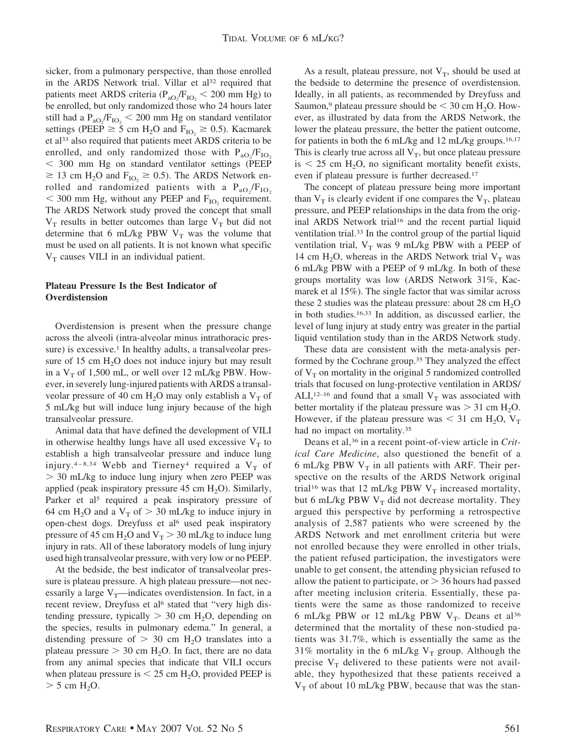sicker, from a pulmonary perspective, than those enrolled in the ARDS Network trial. Villar et al[32] required that patients meet ARDS criteria ($P_{aO_2}/F_{IO_2}$ < 200 mm Hg) to be enrolled, but only randomized those who 24 hours later still had a $P_{aO_2}/F_{IO_2}$ < 200 mm Hg on standard ventilator settings (PEEP ≥ 5 cm $H_2O$ and $F_{IO_2}$ ≥ 0.5). Kacmarek et al[33] also required that patients meet ARDS criteria to be enrolled, and only randomized those with $P_{aO_2}/F_{IO_2}$ < 300 mm Hg on standard ventilator settings (PEEP ≥ 13 cm $H_2O$ and $F_{IO_2}$ ≥ 0.5). The ARDS Network enrolled and randomized patients with a $P_{aO_2}/F_{IO_2}$ < 300 mm Hg, without any PEEP and $F_{IO_2}$ requirement. The ARDS Network study proved the concept that small $V_T$ results in better outcomes than large $V_T$ but did not determine that 6 mL/kg PBW $V_T$ was the volume that must be used on all patients. It is not known what specific $V_T$ causes VILI in an individual patient.

## Plateau Pressure Is the Best Indicator of Overdistension

Overdistension is present when the pressure change across the alveoli (intra-alveolar minus intrathoracic pressure) is excessive.[1] In healthy adults, a transalveolar pressure of 15 cm $H_2O$ does not induce injury but may result in a $V_T$ of 1,500 mL, or well over 12 mL/kg PBW. However, in severely lung-injured patients with ARDS a transalveolar pressure of 40 cm $H_2O$ may only establish a $V_T$ of 5 mL/kg but will induce lung injury because of the high transalveolar pressure.

Animal data that have defined the development of VILI in otherwise healthy lungs have all used excessive $V_T$ to establish a high transalveolar pressure and induce lung injury.[4–8,34] Webb and Tierney[4] required a $V_T$ of > 30 mL/kg to induce lung injury when zero PEEP was applied (peak inspiratory pressure 45 cm $H_2O$). Similarly, Parker et al[5] required a peak inspiratory pressure of 64 cm $H_2O$ and a $V_T$ of > 30 mL/kg to induce injury in open-chest dogs. Dreyfuss et al[6] used peak inspiratory pressure of 45 cm $H_2O$ and $V_T$ > 30 mL/kg to induce lung injury in rats. All of these laboratory models of lung injury used high transalveolar pressure, with very low or no PEEP.

At the bedside, the best indicator of transalveolar pressure is plateau pressure. A high plateau pressure—not necessarily a large $V_T$—indicates overdistension. In fact, in a recent review, Dreyfuss et al[6] stated that "very high distending pressure, typically > 30 cm $H_2O$, depending on the species, results in pulmonary edema." In general, a distending pressure of > 30 cm $H_2O$ translates into a plateau pressure > 30 cm $H_2O$. In fact, there are no data from any animal species that indicate that VILI occurs when plateau pressure is < 25 cm $H_2O$, provided PEEP is > 5 cm $H_2O$.

As a result, plateau pressure, not $V_T$, should be used at the bedside to determine the presence of overdistension. Ideally, in all patients, as recommended by Dreyfuss and Saumon,[9] plateau pressure should be < 30 cm $H_2O$. However, as illustrated by data from the ARDS Network, the lower the plateau pressure, the better the patient outcome, for patients in both the 6 mL/kg and 12 mL/kg groups.[16,17] This is clearly true across all $V_T$, but once plateau pressure is < 25 cm $H_2O$, no significant mortality benefit exists, even if plateau pressure is further decreased.[17]

The concept of plateau pressure being more important than $V_T$ is clearly evident if one compares the $V_T$, plateau pressure, and PEEP relationships in the data from the original ARDS Network trial[16] and the recent partial liquid ventilation trial.[33] In the control group of the partial liquid ventilation trial, $V_T$ was 9 mL/kg PBW with a PEEP of 14 cm $H_2O$, whereas in the ARDS Network trial $V_T$ was 6 mL/kg PBW with a PEEP of 9 mL/kg. In both of these groups mortality was low (ARDS Network 31%, Kacmarek et al 15%). The single factor that was similar across these 2 studies was the plateau pressure: about 28 cm $H_2O$ in both studies.[16,33] In addition, as discussed earlier, the level of lung injury at study entry was greater in the partial liquid ventilation study than in the ARDS Network study.

These data are consistent with the meta-analysis performed by the Cochrane group.[35] They analyzed the effect of $V_T$ on mortality in the original 5 randomized controlled trials that focused on lung-protective ventilation in ARDS/ALI,[12–16] and found that a small $V_T$ was associated with better mortality if the plateau pressure was > 31 cm $H_2O$. However, if the plateau pressure was < 31 cm $H_2O$, $V_T$ had no impact on mortality.[35]

Deans et al,[36] in a recent point-of-view article in *Critical Care Medicine*, also questioned the benefit of a 6 mL/kg PBW $V_T$ in all patients with ARF. Their perspective on the results of the ARDS Network original trial[16] was that 12 mL/kg PBW $V_T$ increased mortality, but 6 mL/kg PBW $V_T$ did not decrease mortality. They argued this perspective by performing a retrospective analysis of 2,587 patients who were screened by the ARDS Network and met enrollment criteria but were not enrolled because they were enrolled in other trials, the patient refused participation, the investigators were unable to get consent, the attending physician refused to allow the patient to participate, or > 36 hours had passed after meeting inclusion criteria. Essentially, these patients were the same as those randomized to receive 6 mL/kg PBW or 12 mL/kg PBW $V_T$. Deans et al[36] determined that the mortality of these non-studied patients was 31.7%, which is essentially the same as the 31% mortality in the 6 mL/kg $V_T$ group. Although the precise $V_T$ delivered to these patients were not available, they hypothesized that these patients received a $V_T$ of about 10 mL/kg PBW, because that was the stan-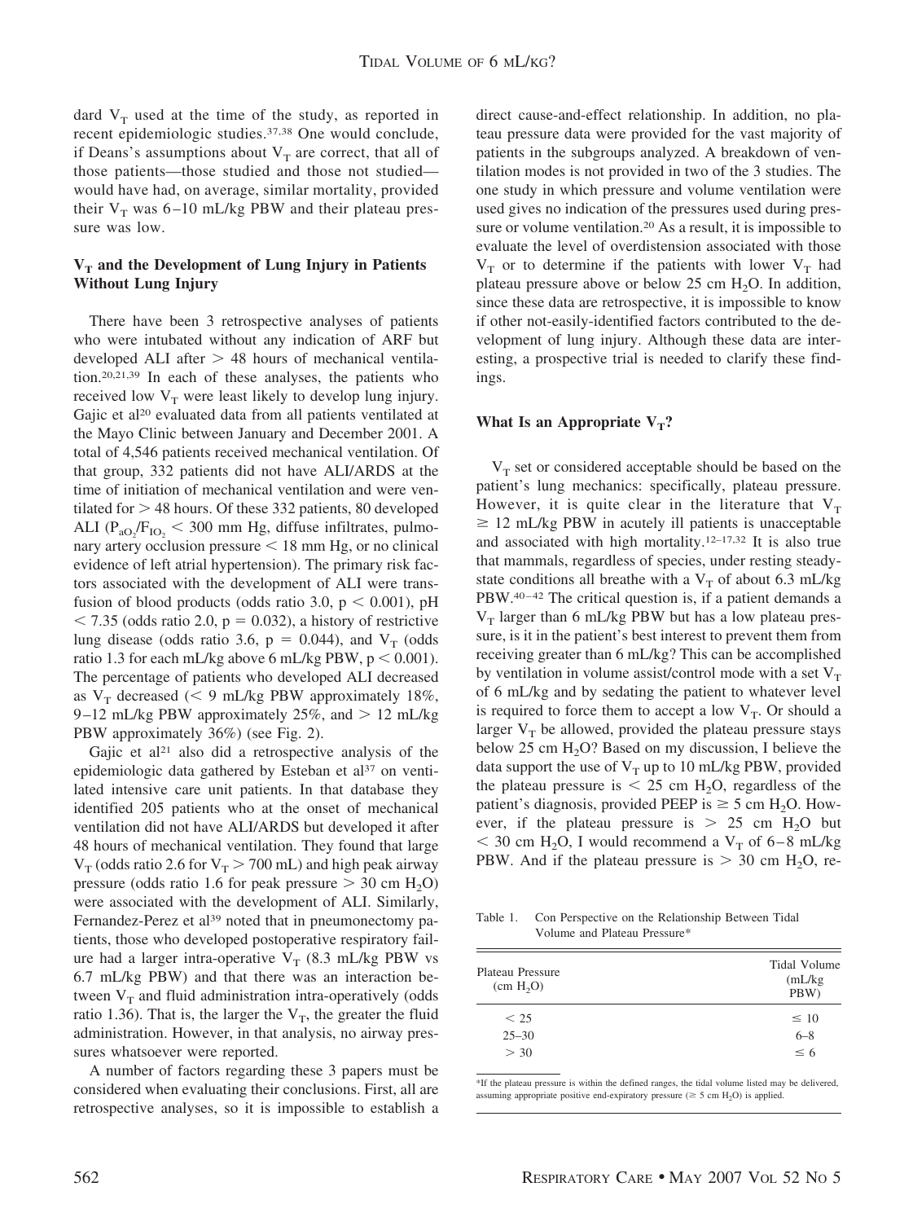dard $V_T$ used at the time of the study, as reported in recent epidemiologic studies.[37,38] One would conclude, if Deans's assumptions about $V_T$ are correct, that all of those patients—those studied and those not studied—would have had, on average, similar mortality, provided their $V_T$ was 6–10 mL/kg PBW and their plateau pressure was low.

### $V_T$ and the Development of Lung Injury in Patients Without Lung Injury

There have been 3 retrospective analyses of patients who were intubated without any indication of ARF but developed ALI after > 48 hours of mechanical ventilation.[20,21,39] In each of these analyses, the patients who received low $V_T$ were least likely to develop lung injury. Gajic et al[20] evaluated data from all patients ventilated at the Mayo Clinic between January and December 2001. A total of 4,546 patients received mechanical ventilation. Of that group, 332 patients did not have ALI/ARDS at the time of initiation of mechanical ventilation and were ventilated for > 48 hours. Of these 332 patients, 80 developed ALI ($P_{aO_2}/F_{IO_2}$ < 300 mm Hg, diffuse infiltrates, pulmonary artery occlusion pressure < 18 mm Hg, or no clinical evidence of left atrial hypertension). The primary risk factors associated with the development of ALI were transfusion of blood products (odds ratio 3.0, $p < 0.001$), pH < 7.35 (odds ratio 2.0, $p = 0.032$), a history of restrictive lung disease (odds ratio 3.6, $p = 0.044$), and $V_T$ (odds ratio 1.3 for each mL/kg above 6 mL/kg PBW, $p < 0.001$). The percentage of patients who developed ALI decreased as $V_T$ decreased (< 9 mL/kg PBW approximately 18%, 9–12 mL/kg PBW approximately 25%, and > 12 mL/kg PBW approximately 36%) (see Fig. 2).

Gajic et al[21] also did a retrospective analysis of the epidemiologic data gathered by Esteban et al[37] on ventilated intensive care unit patients. In that database they identified 205 patients who at the onset of mechanical ventilation did not have ALI/ARDS but developed it after 48 hours of mechanical ventilation. They found that large $V_T$ (odds ratio 2.6 for $V_T$ > 700 mL) and high peak airway pressure (odds ratio 1.6 for peak pressure > 30 cm $H_2O$) were associated with the development of ALI. Similarly, Fernandez-Perez et al[39] noted that in pneumonectomy patients, those who developed postoperative respiratory failure had a larger intra-operative $V_T$ (8.3 mL/kg PBW vs 6.7 mL/kg PBW) and that there was an interaction between $V_T$ and fluid administration intra-operatively (odds ratio 1.36). That is, the larger the $V_T$, the greater the fluid administration. However, in that analysis, no airway pressures whatsoever were reported.

A number of factors regarding these 3 papers must be considered when evaluating their conclusions. First, all are retrospective analyses, so it is impossible to establish a direct cause-and-effect relationship. In addition, no plateau pressure data were provided for the vast majority of patients in the subgroups analyzed. A breakdown of ventilation modes is not provided in two of the 3 studies. The one study in which pressure and volume ventilation were used gives no indication of the pressures used during pressure or volume ventilation.[20] As a result, it is impossible to evaluate the level of overdistension associated with those $V_T$ or to determine if the patients with lower $V_T$ had plateau pressure above or below 25 cm $H_2O$. In addition, since these data are retrospective, it is impossible to know if other not-easily-identified factors contributed to the development of lung injury. Although these data are interesting, a prospective trial is needed to clarify these findings.

### What Is an Appropriate $V_T$?

$V_T$ set or considered acceptable should be based on the patient's lung mechanics: specifically, plateau pressure. However, it is quite clear in the literature that $V_T$ ≥ 12 mL/kg PBW in acutely ill patients is unacceptable and associated with high mortality.[12–17,32] It is also true that mammals, regardless of species, under resting steady-state conditions all breathe with a $V_T$ of about 6.3 mL/kg PBW.[40–42] The critical question is, if a patient demands a $V_T$ larger than 6 mL/kg PBW but has a low plateau pressure, is it in the patient's best interest to prevent them from receiving greater than 6 mL/kg? This can be accomplished by ventilation in volume assist/control mode with a set $V_T$ of 6 mL/kg and by sedating the patient to whatever level is required to force them to accept a low $V_T$. Or should a larger $V_T$ be allowed, provided the plateau pressure stays below 25 cm $H_2O$? Based on my discussion, I believe the data support the use of $V_T$ up to 10 mL/kg PBW, provided the plateau pressure is < 25 cm $H_2O$, regardless of the patient's diagnosis, provided PEEP is ≥ 5 cm $H_2O$. However, if the plateau pressure is > 25 cm $H_2O$ but < 30 cm $H_2O$, I would recommend a $V_T$ of 6–8 mL/kg PBW. And if the plateau pressure is > 30 cm $H_2O$, re-

Table 1. Con Perspective on the Relationship Between Tidal Volume and Plateau Pressure*

| Plateau Pressure (cm $H_2O$) | Tidal Volume (mL/kg PBW) |
|---|---|
| < 25 | ≤ 10 |
| 25–30 | 6–8 |
| > 30 | ≤ 6 |

*If the plateau pressure is within the defined ranges, the tidal volume listed may be delivered, assuming appropriate positive end-expiratory pressure (≥ 5 cm $H_2O$) is applied.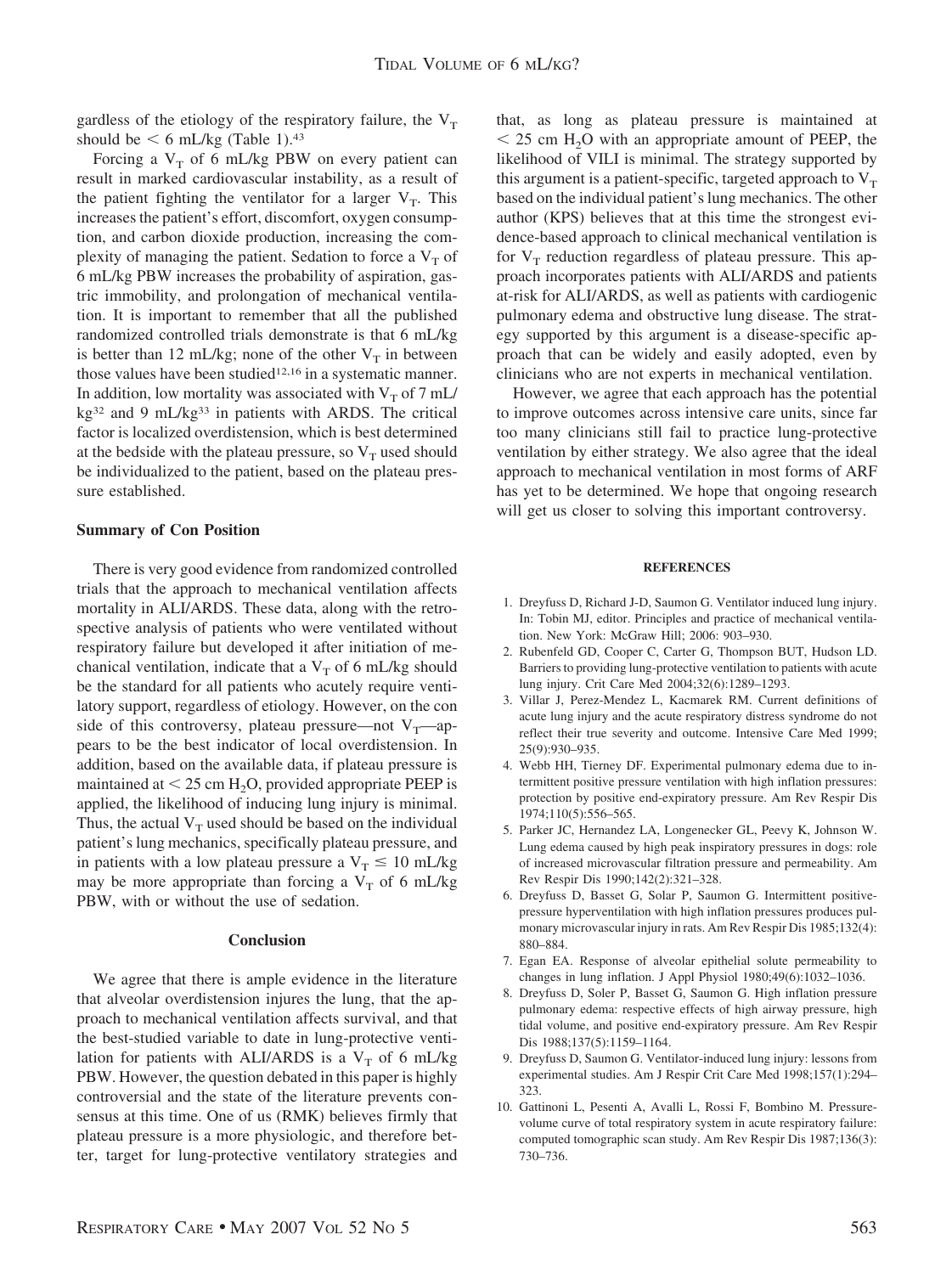gardless of the etiology of the respiratory failure, the $V_T$ should be $< 6$ mL/kg (Table 1).[43]

Forcing a $V_T$ of 6 mL/kg PBW on every patient can result in marked cardiovascular instability, as a result of the patient fighting the ventilator for a larger $V_T$. This increases the patient's effort, discomfort, oxygen consumption, and carbon dioxide production, increasing the complexity of managing the patient. Sedation to force a $V_T$ of 6 mL/kg PBW increases the probability of aspiration, gastric immobility, and prolongation of mechanical ventilation. It is important to remember that all the published randomized controlled trials demonstrate is that 6 mL/kg is better than 12 mL/kg; none of the other $V_T$ in between those values have been studied[12,16] in a systematic manner. In addition, low mortality was associated with $V_T$ of 7 mL/kg[32] and 9 mL/kg[33] in patients with ARDS. The critical factor is localized overdistension, which is best determined at the bedside with the plateau pressure, so $V_T$ used should be individualized to the patient, based on the plateau pressure established.

### Summary of Con Position

There is very good evidence from randomized controlled trials that the approach to mechanical ventilation affects mortality in ALI/ARDS. These data, along with the retrospective analysis of patients who were ventilated without respiratory failure but developed it after initiation of mechanical ventilation, indicate that a $V_T$ of 6 mL/kg should be the standard for all patients who acutely require ventilatory support, regardless of etiology. However, on the con side of this controversy, plateau pressure—not $V_T$—appears to be the best indicator of local overdistension. In addition, based on the available data, if plateau pressure is maintained at $< 25$ cm $H_2O$, provided appropriate PEEP is applied, the likelihood of inducing lung injury is minimal. Thus, the actual $V_T$ used should be based on the individual patient's lung mechanics, specifically plateau pressure, and in patients with a low plateau pressure a $V_T \leq 10$ mL/kg may be more appropriate than forcing a $V_T$ of 6 mL/kg PBW, with or without the use of sedation.

## Conclusion

We agree that there is ample evidence in the literature that alveolar overdistension injures the lung, that the approach to mechanical ventilation affects survival, and that the best-studied variable to date in lung-protective ventilation for patients with ALI/ARDS is a $V_T$ of 6 mL/kg PBW. However, the question debated in this paper is highly controversial and the state of the literature prevents consensus at this time. One of us (RMK) believes firmly that plateau pressure is a more physiologic, and therefore better, target for lung-protective ventilatory strategies and that, as long as plateau pressure is maintained at $< 25$ cm $H_2O$ with an appropriate amount of PEEP, the likelihood of VILI is minimal. The strategy supported by this argument is a patient-specific, targeted approach to $V_T$ based on the individual patient's lung mechanics. The other author (KPS) believes that at this time the strongest evidence-based approach to clinical mechanical ventilation is for $V_T$ reduction regardless of plateau pressure. This approach incorporates patients with ALI/ARDS and patients at-risk for ALI/ARDS, as well as patients with cardiogenic pulmonary edema and obstructive lung disease. The strategy supported by this argument is a disease-specific approach that can be widely and easily adopted, even by clinicians who are not experts in mechanical ventilation.

However, we agree that each approach has the potential to improve outcomes across intensive care units, since far too many clinicians still fail to practice lung-protective ventilation by either strategy. We also agree that the ideal approach to mechanical ventilation in most forms of ARF has yet to be determined. We hope that ongoing research will get us closer to solving this important controversy.

## REFERENCES

1. Dreyfuss D, Richard J-D, Saumon G. Ventilator induced lung injury. In: Tobin MJ, editor. Principles and practice of mechanical ventilation. New York: McGraw Hill; 2006: 903–930.
2. Rubenfeld GD, Cooper C, Carter G, Thompson BUT, Hudson LD. Barriers to providing lung-protective ventilation to patients with acute lung injury. Crit Care Med 2004;32(6):1289–1293.
3. Villar J, Perez-Mendez L, Kacmarek RM. Current definitions of acute lung injury and the acute respiratory distress syndrome do not reflect their true severity and outcome. Intensive Care Med 1999; 25(9):930–935.
4. Webb HH, Tierney DF. Experimental pulmonary edema due to intermittent positive pressure ventilation with high inflation pressures: protection by positive end-expiratory pressure. Am Rev Respir Dis 1974;110(5):556–565.
5. Parker JC, Hernandez LA, Longenecker GL, Peevy K, Johnson W. Lung edema caused by high peak inspiratory pressures in dogs: role of increased microvascular filtration pressure and permeability. Am Rev Respir Dis 1990;142(2):321–328.
6. Dreyfuss D, Basset G, Solar P, Saumon G. Intermittent positive-pressure hyperventilation with high inflation pressures produces pulmonary microvascular injury in rats. Am Rev Respir Dis 1985;132(4): 880–884.
7. Egan EA. Response of alveolar epithelial solute permeability to changes in lung inflation. J Appl Physiol 1980;49(6):1032–1036.
8. Dreyfuss D, Soler P, Basset G, Saumon G. High inflation pressure pulmonary edema: respective effects of high airway pressure, high tidal volume, and positive end-expiratory pressure. Am Rev Respir Dis 1988;137(5):1159–1164.
9. Dreyfuss D, Saumon G. Ventilator-induced lung injury: lessons from experimental studies. Am J Respir Crit Care Med 1998;157(1):294–323.
10. Gattinoni L, Pesenti A, Avalli L, Rossi F, Bombino M. Pressure-volume curve of total respiratory system in acute respiratory failure: computed tomographic scan study. Am Rev Respir Dis 1987;136(3): 730–736.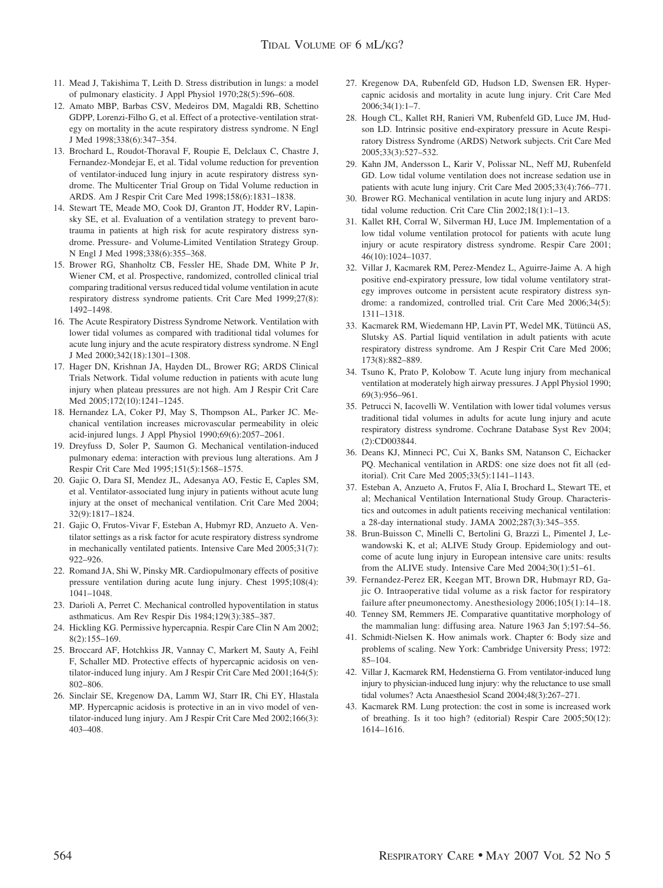11. Mead J, Takishima T, Leith D. Stress distribution in lungs: a model of pulmonary elasticity. J Appl Physiol 1970;28(5):596–608.
12. Amato MBP, Barbas CSV, Medeiros DM, Magaldi RB, Schettino GDPP, Lorenzi-Filho G, et al. Effect of a protective-ventilation strategy on mortality in the acute respiratory distress syndrome. N Engl J Med 1998;338(6):347–354.
13. Brochard L, Roudot-Thoraval F, Roupie E, Delclaux C, Chastre J, Fernandez-Mondejar E, et al. Tidal volume reduction for prevention of ventilator-induced lung injury in acute respiratory distress syndrome. The Multicenter Trial Group on Tidal Volume reduction in ARDS. Am J Respir Crit Care Med 1998;158(6):1831–1838.
14. Stewart TE, Meade MO, Cook DJ, Granton JT, Hodder RV, Lapinsky SE, et al. Evaluation of a ventilation strategy to prevent barotrauma in patients at high risk for acute respiratory distress syndrome. Pressure- and Volume-Limited Ventilation Strategy Group. N Engl J Med 1998;338(6):355–368.
15. Brower RG, Shanholtz CB, Fessler HE, Shade DM, White P Jr, Wiener CM, et al. Prospective, randomized, controlled clinical trial comparing traditional versus reduced tidal volume ventilation in acute respiratory distress syndrome patients. Crit Care Med 1999;27(8): 1492–1498.
16. The Acute Respiratory Distress Syndrome Network. Ventilation with lower tidal volumes as compared with traditional tidal volumes for acute lung injury and the acute respiratory distress syndrome. N Engl J Med 2000;342(18):1301–1308.
17. Hager DN, Krishnan JA, Hayden DL, Brower RG; ARDS Clinical Trials Network. Tidal volume reduction in patients with acute lung injury when plateau pressures are not high. Am J Respir Crit Care Med 2005;172(10):1241–1245.
18. Hernandez LA, Coker PJ, May S, Thompson AL, Parker JC. Mechanical ventilation increases microvascular permeability in oleic acid-injured lungs. J Appl Physiol 1990;69(6):2057–2061.
19. Dreyfuss D, Soler P, Saumon G. Mechanical ventilation-induced pulmonary edema: interaction with previous lung alterations. Am J Respir Crit Care Med 1995;151(5):1568–1575.
20. Gajic O, Dara SI, Mendez JL, Adesanya AO, Festic E, Caples SM, et al. Ventilator-associated lung injury in patients without acute lung injury at the onset of mechanical ventilation. Crit Care Med 2004; 32(9):1817–1824.
21. Gajic O, Frutos-Vivar F, Esteban A, Hubmyr RD, Anzueto A. Ventilator settings as a risk factor for acute respiratory distress syndrome in mechanically ventilated patients. Intensive Care Med 2005;31(7): 922–926.
22. Romand JA, Shi W, Pinsky MR. Cardiopulmonary effects of positive pressure ventilation during acute lung injury. Chest 1995;108(4): 1041–1048.
23. Darioli A, Perret C. Mechanical controlled hypoventilation in status asthmaticus. Am Rev Respir Dis 1984;129(3):385–387.
24. Hickling KG. Permissive hypercapnia. Respir Care Clin N Am 2002; 8(2):155–169.
25. Broccard AF, Hotchkiss JR, Vannay C, Markert M, Sauty A, Feihl F, Schaller MD. Protective effects of hypercapnic acidosis on ventilator-induced lung injury. Am J Respir Crit Care Med 2001;164(5): 802–806.
26. Sinclair SE, Kregenow DA, Lamm WJ, Starr IR, Chi EY, Hlastala MP. Hypercapnic acidosis is protective in an in vivo model of ventilator-induced lung injury. Am J Respir Crit Care Med 2002;166(3): 403–408.
27. Kregenow DA, Rubenfeld GD, Hudson LD, Swensen ER. Hypercapnic acidosis and mortality in acute lung injury. Crit Care Med 2006;34(1):1–7.
28. Hough CL, Kallet RH, Ranieri VM, Rubenfeld GD, Luce JM, Hudson LD. Intrinsic positive end-expiratory pressure in Acute Respiratory Distress Syndrome (ARDS) Network subjects. Crit Care Med 2005;33(3):527–532.
29. Kahn JM, Andersson L, Karir V, Polissar NL, Neff MJ, Rubenfeld GD. Low tidal volume ventilation does not increase sedation use in patients with acute lung injury. Crit Care Med 2005;33(4):766–771.
30. Brower RG. Mechanical ventilation in acute lung injury and ARDS: tidal volume reduction. Crit Care Clin 2002;18(1):1–13.
31. Kallet RH, Corral W, Silverman HJ, Luce JM. Implementation of a low tidal volume ventilation protocol for patients with acute lung injury or acute respiratory distress syndrome. Respir Care 2001; 46(10):1024–1037.
32. Villar J, Kacmarek RM, Perez-Mendez L, Aguirre-Jaime A. A high positive end-expiratory pressure, low tidal volume ventilatory strategy improves outcome in persistent acute respiratory distress syndrome: a randomized, controlled trial. Crit Care Med 2006;34(5): 1311–1318.
33. Kacmarek RM, Wiedemann HP, Lavin PT, Wedel MK, Tütüncü AS, Slutsky AS. Partial liquid ventilation in adult patients with acute respiratory distress syndrome. Am J Respir Crit Care Med 2006; 173(8):882–889.
34. Tsuno K, Prato P, Kolobow T. Acute lung injury from mechanical ventilation at moderately high airway pressures. J Appl Physiol 1990; 69(3):956–961.
35. Petrucci N, Iacovelli W. Ventilation with lower tidal volumes versus traditional tidal volumes in adults for acute lung injury and acute respiratory distress syndrome. Cochrane Database Syst Rev 2004; (2):CD003844.
36. Deans KJ, Minneci PC, Cui X, Banks SM, Natanson C, Eichacker PQ. Mechanical ventilation in ARDS: one size does not fit all (editorial). Crit Care Med 2005;33(5):1141–1143.
37. Esteban A, Anzueto A, Frutos F, Alia I, Brochard L, Stewart TE, et al; Mechanical Ventilation International Study Group. Characteristics and outcomes in adult patients receiving mechanical ventilation: a 28-day international study. JAMA 2002;287(3):345–355.
38. Brun-Buisson C, Minelli C, Bertolini G, Brazzi L, Pimentel J, Lewandowski K, et al; ALIVE Study Group. Epidemiology and outcome of acute lung injury in European intensive care units: results from the ALIVE study. Intensive Care Med 2004;30(1):51–61.
39. Fernandez-Perez ER, Keegan MT, Brown DR, Hubmayr RD, Gajic O. Intraoperative tidal volume as a risk factor for respiratory failure after pneumonectomy. Anesthesiology 2006;105(1):14–18.
40. Tenney SM, Remmers JE. Comparative quantitative morphology of the mammalian lung: diffusing area. Nature 1963 Jan 5;197:54–56.
41. Schmidt-Nielsen K. How animals work. Chapter 6: Body size and problems of scaling. New York: Cambridge University Press; 1972: 85–104.
42. Villar J, Kacmarek RM, Hedenstierna G. From ventilator-induced lung injury to physician-induced lung injury: why the reluctance to use small tidal volumes? Acta Anaesthesiol Scand 2004;48(3):267–271.
43. Kacmarek RM. Lung protection: the cost in some is increased work of breathing. Is it too high? (editorial) Respir Care 2005;50(12): 1614–1616.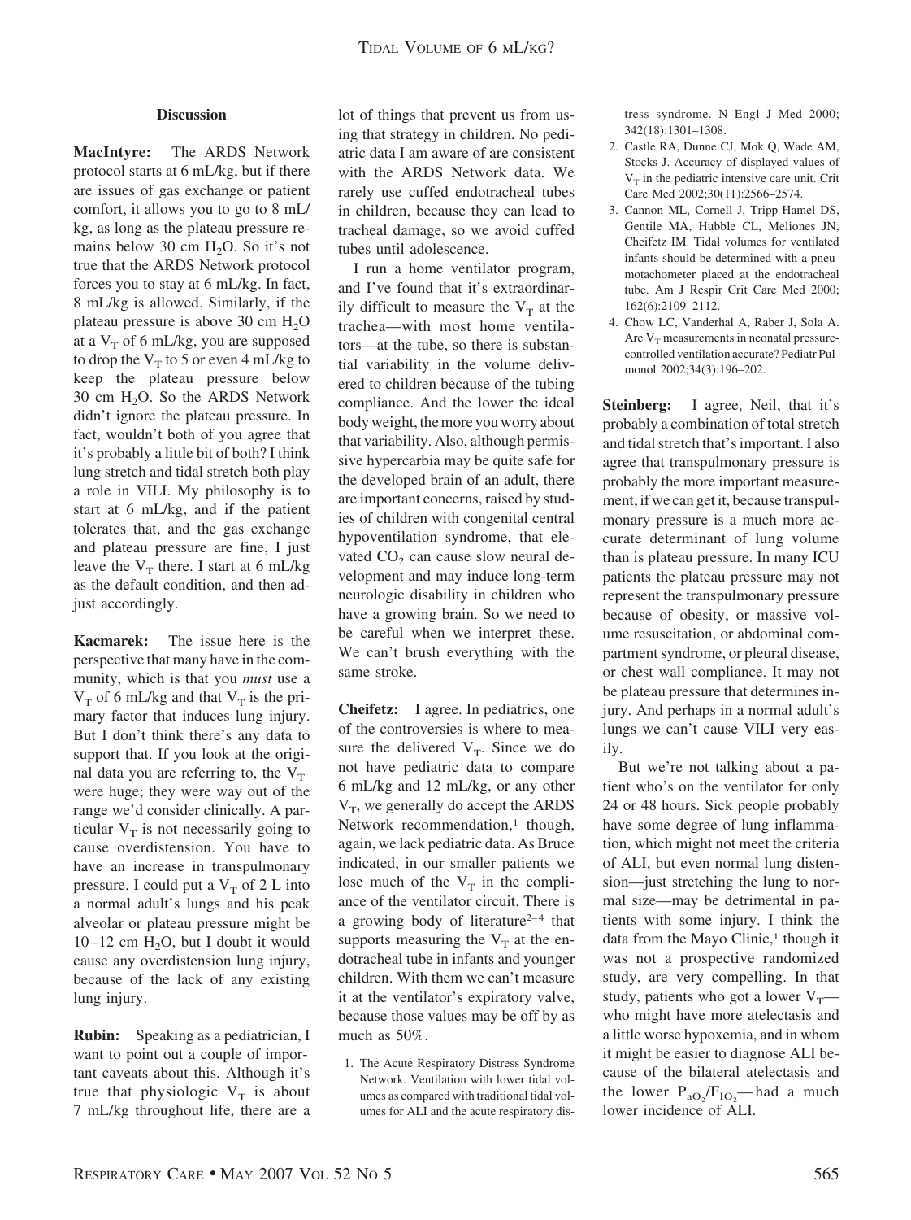## Discussion

**MacIntyre:** The ARDS Network protocol starts at 6 mL/kg, but if there are issues of gas exchange or patient comfort, it allows you to go to 8 mL/kg, as long as the plateau pressure remains below 30 cm $H_2O$. So it's not true that the ARDS Network protocol forces you to stay at 6 mL/kg. In fact, 8 mL/kg is allowed. Similarly, if the plateau pressure is above 30 cm $H_2O$ at a $V_T$ of 6 mL/kg, you are supposed to drop the $V_T$ to 5 or even 4 mL/kg to keep the plateau pressure below 30 cm $H_2O$. So the ARDS Network didn't ignore the plateau pressure. In fact, wouldn't both of you agree that it's probably a little bit of both? I think lung stretch and tidal stretch both play a role in VILI. My philosophy is to start at 6 mL/kg, and if the patient tolerates that, and the gas exchange and plateau pressure are fine, I just leave the $V_T$ there. I start at 6 mL/kg as the default condition, and then adjust accordingly.

**Kacmarek:** The issue here is the perspective that many have in the community, which is that you *must* use a $V_T$ of 6 mL/kg and that $V_T$ is the primary factor that induces lung injury. But I don't think there's any data to support that. If you look at the original data you are referring to, the $V_T$ were huge; they were way out of the range we'd consider clinically. A particular $V_T$ is not necessarily going to cause overdistension. You have to have an increase in transpulmonary pressure. I could put a $V_T$ of 2 L into a normal adult's lungs and his peak alveolar or plateau pressure might be 10–12 cm $H_2O$, but I doubt it would cause any overdistension lung injury, because of the lack of any existing lung injury.

**Rubin:** Speaking as a pediatrician, I want to point out a couple of important caveats about this. Although it's true that physiologic $V_T$ is about 7 mL/kg throughout life, there are a lot of things that prevent us from using that strategy in children. No pediatric data I am aware of are consistent with the ARDS Network data. We rarely use cuffed endotracheal tubes in children, because they can lead to tracheal damage, so we avoid cuffed tubes until adolescence.

I run a home ventilator program, and I've found that it's extraordinarily difficult to measure the $V_T$ at the trachea—with most home ventilators—at the tube, so there is substantial variability in the volume delivered to children because of the tubing compliance. And the lower the ideal body weight, the more you worry about that variability. Also, although permissive hypercarbia may be quite safe for the developed brain of an adult, there are important concerns, raised by studies of children with congenital central hypoventilation syndrome, that elevated $CO_2$ can cause slow neural development and may induce long-term neurologic disability in children who have a growing brain. So we need to be careful when we interpret these. We can't brush everything with the same stroke.

**Cheifetz:** I agree. In pediatrics, one of the controversies is where to measure the delivered $V_T$. Since we do not have pediatric data to compare 6 mL/kg and 12 mL/kg, or any other $V_T$, we generally do accept the ARDS Network recommendation,[1] though, again, we lack pediatric data. As Bruce indicated, in our smaller patients we lose much of the $V_T$ in the compliance of the ventilator circuit. There is a growing body of literature[2–4] that supports measuring the $V_T$ at the endotracheal tube in infants and younger children. With them we can't measure it at the ventilator's expiratory valve, because those values may be off by as much as 50%.

1. The Acute Respiratory Distress Syndrome Network. Ventilation with lower tidal volumes as compared with traditional tidal volumes for ALI and the acute respiratory distress syndrome. N Engl J Med 2000; 342(18):1301–1308.
2. Castle RA, Dunne CJ, Mok Q, Wade AM, Stocks J. Accuracy of displayed values of $V_T$ in the pediatric intensive care unit. Crit Care Med 2002;30(11):2566–2574.
3. Cannon ML, Cornell J, Tripp-Hamel DS, Gentile MA, Hubble CL, Meliones JN, Cheifetz IM. Tidal volumes for ventilated infants should be determined with a pneumotachometer placed at the endotracheal tube. Am J Respir Crit Care Med 2000; 162(6):2109–2112.
4. Chow LC, Vanderhal A, Raber J, Sola A. Are $V_T$ measurements in neonatal pressure-controlled ventilation accurate? Pediatr Pulmonol 2002;34(3):196–202.

**Steinberg:** I agree, Neil, that it's probably a combination of total stretch and tidal stretch that's important. I also agree that transpulmonary pressure is probably the more important measurement, if we can get it, because transpulmonary pressure is a much more accurate determinant of lung volume than is plateau pressure. In many ICU patients the plateau pressure may not represent the transpulmonary pressure because of obesity, or massive volume resuscitation, or abdominal compartment syndrome, or pleural disease, or chest wall compliance. It may not be plateau pressure that determines injury. And perhaps in a normal adult's lungs we can't cause VILI very easily.

But we're not talking about a patient who's on the ventilator for only 24 or 48 hours. Sick people probably have some degree of lung inflammation, which might not meet the criteria of ALI, but even normal lung distension—just stretching the lung to normal size—may be detrimental in patients with some injury. I think the data from the Mayo Clinic,[1] though it was not a prospective randomized study, are very compelling. In that study, patients who got a lower $V_T$—who might have more atelectasis and a little worse hypoxemia, and in whom it might be easier to diagnose ALI because of the bilateral atelectasis and the lower $P_{aO_2}/F_{IO_2}$—had a much lower incidence of ALI.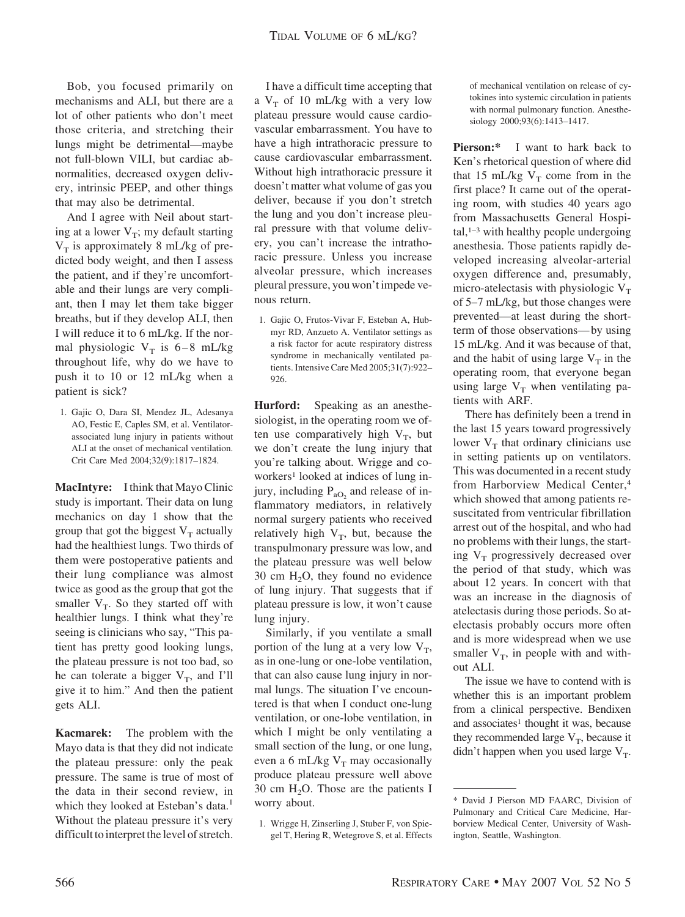Bob, you focused primarily on mechanisms and ALI, but there are a lot of other patients who don't meet those criteria, and stretching their lungs might be detrimental—maybe not full-blown VILI, but cardiac abnormalities, decreased oxygen delivery, intrinsic PEEP, and other things that may also be detrimental.

And I agree with Neil about starting at a lower $V_T$; my default starting $V_T$ is approximately 8 mL/kg of predicted body weight, and then I assess the patient, and if they're uncomfortable and their lungs are very compliant, then I may let them take bigger breaths, but if they develop ALI, then I will reduce it to 6 mL/kg. If the normal physiologic $V_T$ is 6–8 mL/kg throughout life, why do we have to push it to 10 or 12 mL/kg when a patient is sick?

1. Gajic O, Dara SI, Mendez JL, Adesanya AO, Festic E, Caples SM, et al. Ventilator-associated lung injury in patients without ALI at the onset of mechanical ventilation. Crit Care Med 2004;32(9):1817–1824.

**MacIntyre:** I think that Mayo Clinic study is important. Their data on lung mechanics on day 1 show that the group that got the biggest $V_T$ actually had the healthiest lungs. Two thirds of them were postoperative patients and their lung compliance was almost twice as good as the group that got the smaller $V_T$. So they started off with healthier lungs. I think what they're seeing is clinicians who say, "This patient has pretty good looking lungs, the plateau pressure is not too bad, so he can tolerate a bigger $V_T$, and I'll give it to him." And then the patient gets ALI.

**Kacmarek:** The problem with the Mayo data is that they did not indicate the plateau pressure: only the peak pressure. The same is true of most of the data in their second review, in which they looked at Esteban's data.[1] Without the plateau pressure it's very difficult to interpret the level of stretch.

I have a difficult time accepting that a $V_T$ of 10 mL/kg with a very low plateau pressure would cause cardiovascular embarrassment. You have to have a high intrathoracic pressure to cause cardiovascular embarrassment. Without high intrathoracic pressure it doesn't matter what volume of gas you deliver, because if you don't stretch the lung and you don't increase pleural pressure with that volume delivery, you can't increase the intrathoracic pressure. Unless you increase alveolar pressure, which increases pleural pressure, you won't impede venous return.

1. Gajic O, Frutos-Vivar F, Esteban A, Hubmyr RD, Anzueto A. Ventilator settings as a risk factor for acute respiratory distress syndrome in mechanically ventilated patients. Intensive Care Med 2005;31(7):922–926.

**Hurford:** Speaking as an anesthesiologist, in the operating room we often use comparatively high $V_T$, but we don't create the lung injury that you're talking about. Wrigge and coworkers[1] looked at indices of lung injury, including $P_{aO_2}$ and release of inflammatory mediators, in relatively normal surgery patients who received relatively high $V_T$, but, because the transpulmonary pressure was low, and the plateau pressure was well below 30 cm $H_2O$, they found no evidence of lung injury. That suggests that if plateau pressure is low, it won't cause lung injury.

Similarly, if you ventilate a small portion of the lung at a very low $V_T$, as in one-lung or one-lobe ventilation, that can also cause lung injury in normal lungs. The situation I've encountered is that when I conduct one-lung ventilation, or one-lobe ventilation, in which I might be only ventilating a small section of the lung, or one lung, even a 6 mL/kg $V_T$ may occasionally produce plateau pressure well above 30 cm $H_2O$. Those are the patients I worry about.

1. Wrigge H, Zinserling J, Stuber F, von Spiegel T, Hering R, Wetegrove S, et al. Effects of mechanical ventilation on release of cytokines into systemic circulation in patients with normal pulmonary function. Anesthesiology 2000;93(6):1413–1417.

**Pierson:*** I want to hark back to Ken's rhetorical question of where did that 15 mL/kg $V_T$ come from in the first place? It came out of the operating room, with studies 40 years ago from Massachusetts General Hospital,[1–3] with healthy people undergoing anesthesia. Those patients rapidly developed increasing alveolar-arterial oxygen difference and, presumably, micro-atelectasis with physiologic $V_T$ of 5–7 mL/kg, but those changes were prevented—at least during the short-term of those observations—by using 15 mL/kg. And it was because of that, and the habit of using large $V_T$ in the operating room, that everyone began using large $V_T$ when ventilating patients with ARF.

There has definitely been a trend in the last 15 years toward progressively lower $V_T$ that ordinary clinicians use in setting patients up on ventilators. This was documented in a recent study from Harborview Medical Center,[4] which showed that among patients resuscitated from ventricular fibrillation arrest out of the hospital, and who had no problems with their lungs, the starting $V_T$ progressively decreased over the period of that study, which was about 12 years. In concert with that was an increase in the diagnosis of atelectasis during those periods. So atelectasis probably occurs more often and is more widespread when we use smaller $V_T$, in people with and without ALI.

The issue we have to contend with is whether this is an important problem from a clinical perspective. Bendixen and associates[1] thought it was, because they recommended large $V_T$, because it didn't happen when you used large $V_T$.

* David J Pierson MD FAARC, Division of Pulmonary and Critical Care Medicine, Harborview Medical Center, University of Washington, Seattle, Washington.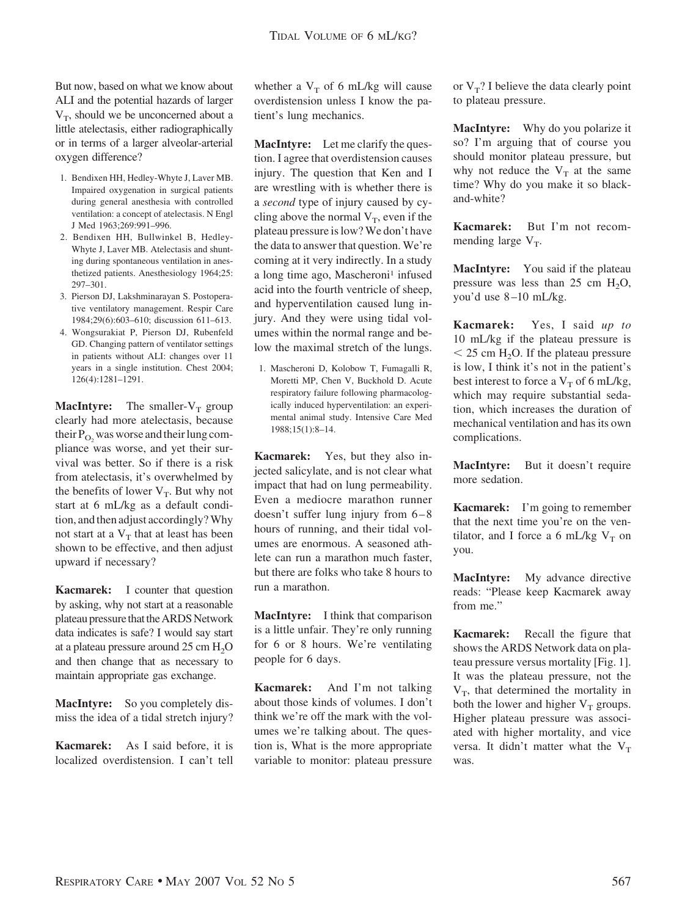But now, based on what we know about ALI and the potential hazards of larger $V_T$, should we be unconcerned about a little atelectasis, either radiographically or in terms of a larger alveolar-arterial oxygen difference?

1. Bendixen HH, Hedley-Whyte J, Laver MB. Impaired oxygenation in surgical patients during general anesthesia with controlled ventilation: a concept of atelectasis. N Engl J Med 1963;269:991–996.
2. Bendixen HH, Bullwinkel B, Hedley-Whyte J, Laver MB. Atelectasis and shunting during spontaneous ventilation in anesthetized patients. Anesthesiology 1964;25: 297–301.
3. Pierson DJ, Lakshminarayan S. Postoperative ventilatory management. Respir Care 1984;29(6):603–610; discussion 611–613.
4. Wongsurakiat P, Pierson DJ, Rubenfeld GD. Changing pattern of ventilator settings in patients without ALI: changes over 11 years in a single institution. Chest 2004; 126(4):1281–1291.

**MacIntyre:** The smaller-$V_T$ group clearly had more atelectasis, because their $P_{O_2}$ was worse and their lung compliance was worse, and yet their survival was better. So if there is a risk from atelectasis, it's overwhelmed by the benefits of lower $V_T$. But why not start at 6 mL/kg as a default condition, and then adjust accordingly? Why not start at a $V_T$ that at least has been shown to be effective, and then adjust upward if necessary?

**Kacmarek:** I counter that question by asking, why not start at a reasonable plateau pressure that the ARDS Network data indicates is safe? I would say start at a plateau pressure around 25 cm $H_2O$ and then change that as necessary to maintain appropriate gas exchange.

**MacIntyre:** So you completely dismiss the idea of a tidal stretch injury?

**Kacmarek:** As I said before, it is localized overdistension. I can't tell whether a $V_T$ of 6 mL/kg will cause overdistension unless I know the patient's lung mechanics.

**MacIntyre:** Let me clarify the question. I agree that overdistension causes injury. The question that Ken and I are wrestling with is whether there is a *second* type of injury caused by cycling above the normal $V_T$, even if the plateau pressure is low? We don't have the data to answer that question. We're coming at it very indirectly. In a study a long time ago, Mascheroni[1] infused acid into the fourth ventricle of sheep, and hyperventilation caused lung injury. And they were using tidal volumes within the normal range and below the maximal stretch of the lungs.

1. Mascheroni D, Kolobow T, Fumagalli R, Moretti MP, Chen V, Buckhold D. Acute respiratory failure following pharmacologically induced hyperventilation: an experimental animal study. Intensive Care Med 1988;15(1):8–14.

**Kacmarek:** Yes, but they also injected salicylate, and is not clear what impact that had on lung permeability. Even a mediocre marathon runner doesn't suffer lung injury from 6–8 hours of running, and their tidal volumes are enormous. A seasoned athlete can run a marathon much faster, but there are folks who take 8 hours to run a marathon.

**MacIntyre:** I think that comparison is a little unfair. They're only running for 6 or 8 hours. We're ventilating people for 6 days.

**Kacmarek:** And I'm not talking about those kinds of volumes. I don't think we're off the mark with the volumes we're talking about. The question is, What is the more appropriate variable to monitor: plateau pressure or $V_T$? I believe the data clearly point to plateau pressure.

**MacIntyre:** Why do you polarize it so? I'm arguing that of course you should monitor plateau pressure, but why not reduce the $V_T$ at the same time? Why do you make it so black-and-white?

**Kacmarek:** But I'm not recommending large $V_T$.

**MacIntyre:** You said if the plateau pressure was less than 25 cm $H_2O$, you'd use 8–10 mL/kg.

**Kacmarek:** Yes, I said *up to* 10 mL/kg if the plateau pressure is < 25 cm $H_2O$. If the plateau pressure is low, I think it's not in the patient's best interest to force a $V_T$ of 6 mL/kg, which may require substantial sedation, which increases the duration of mechanical ventilation and has its own complications.

**MacIntyre:** But it doesn't require more sedation.

**Kacmarek:** I'm going to remember that the next time you're on the ventilator, and I force a 6 mL/kg $V_T$ on you.

**MacIntyre:** My advance directive reads: "Please keep Kacmarek away from me."

**Kacmarek:** Recall the figure that shows the ARDS Network data on plateau pressure versus mortality [Fig. 1]. It was the plateau pressure, not the $V_T$, that determined the mortality in both the lower and higher $V_T$ groups. Higher plateau pressure was associated with higher mortality, and vice versa. It didn't matter what the $V_T$ was.